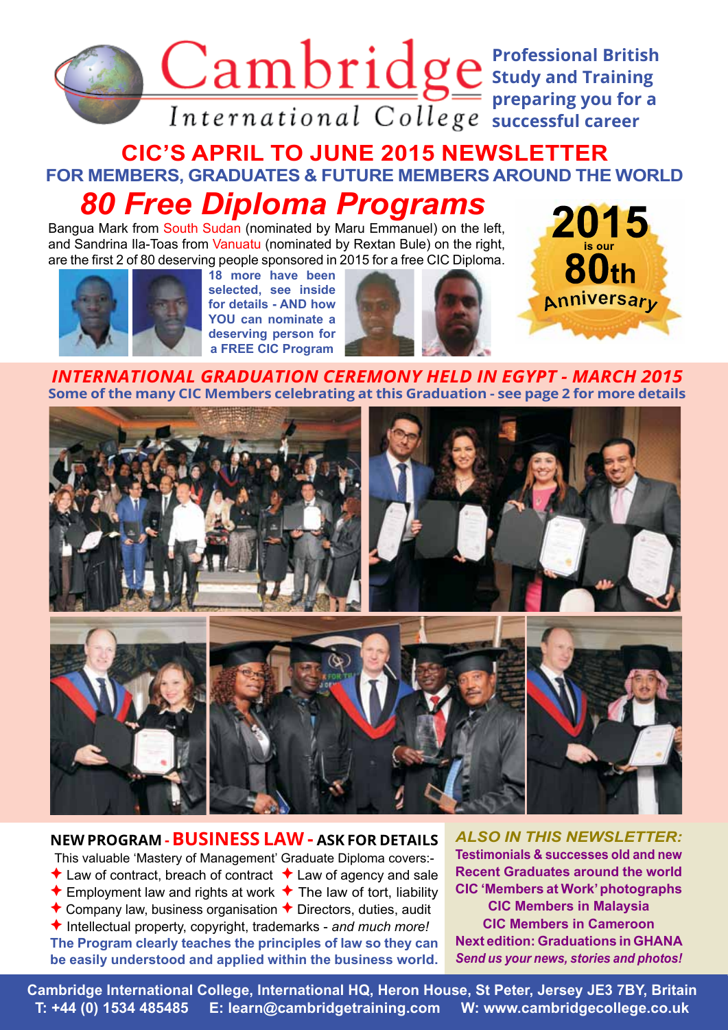# Cambridge International College

**Professional British Study and Training preparing you for a successful career**

## CIC'S APRIL TO JUNE 2015 NEWSLETTER

### FOR MEMBERS, GRADUATES & FUTURE MEMBERS AROUND THE WORLD

## *80 Free Diploma Programs*

Bangua Mark from South Sudan (nominated by Maru Emmanuel) on the left, and Sandrina Ila-Toas from Vanuatu (nominated by Rextan Bule) on the right, are the first 2 of 80 deserving people sponsored in 2015 for a free CIC Diploma.

**18 more have been selected, see inside for details - AND how YOU can nominate a deserving person for a FREE CIC Program**

**2015 is our 80th Anniversary**

### *INTERNATIONAL GRADUATION CEREMONY HELD IN EGYPT - MARCH 2015*

**Some of the many CIC Members celebrating at this Graduation - see page 2 for more details**

### NEW PROGRAM - BUSINESS LAW - ASK FOR DETAILS

This valuable 'Mastery of Management' Graduate Diploma covers:-

- Law of contract, breach of contract
- Law of agency and sale
- Employment law and rights at work
- The law of tort, liability
- Company law, business organisation
- Directors, duties, audit
- Intellectual property, copyright, trademarks - *and much more!*

**The Program clearly teaches the principles of law so they can be easily understood and applied within the business world.**

### *ALSO IN THIS NEWSLETTER:*

**Testimonials & successes old and new**
**Recent Graduates around the world**
**CIC 'Members at Work' photographs**
**CIC Members in Malaysia**
**CIC Members in Cameroon**
**Next edition: Graduations in GHANA**
***Send us your news, stories and photos!***

**Cambridge International College, International HQ, Heron House, St Peter, Jersey JE3 7BY, Britain**
**T: +44 (0) 1534 485485 E: learn@cambridgetraining.com W: www.cambridgecollege.co.uk**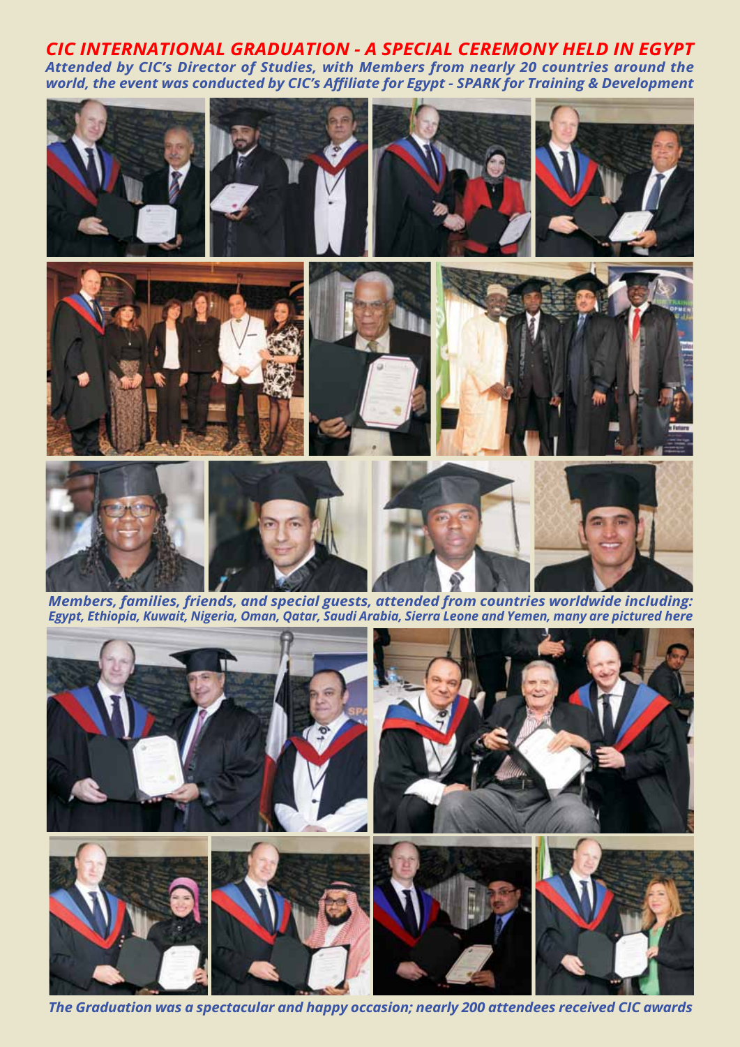## CIC INTERNATIONAL GRADUATION - A SPECIAL CEREMONY HELD IN EGYPT

***Attended by CIC's Director of Studies, with Members from nearly 20 countries around the world, the event was conducted by CIC's Affiliate for Egypt - SPARK for Training & Development***

***Members, families, friends, and special guests, attended from countries worldwide including: Egypt, Ethiopia, Kuwait, Nigeria, Oman, Qatar, Saudi Arabia, Sierra Leone and Yemen, many are pictured here***

***The Graduation was a spectacular and happy occasion; nearly 200 attendees received CIC awards***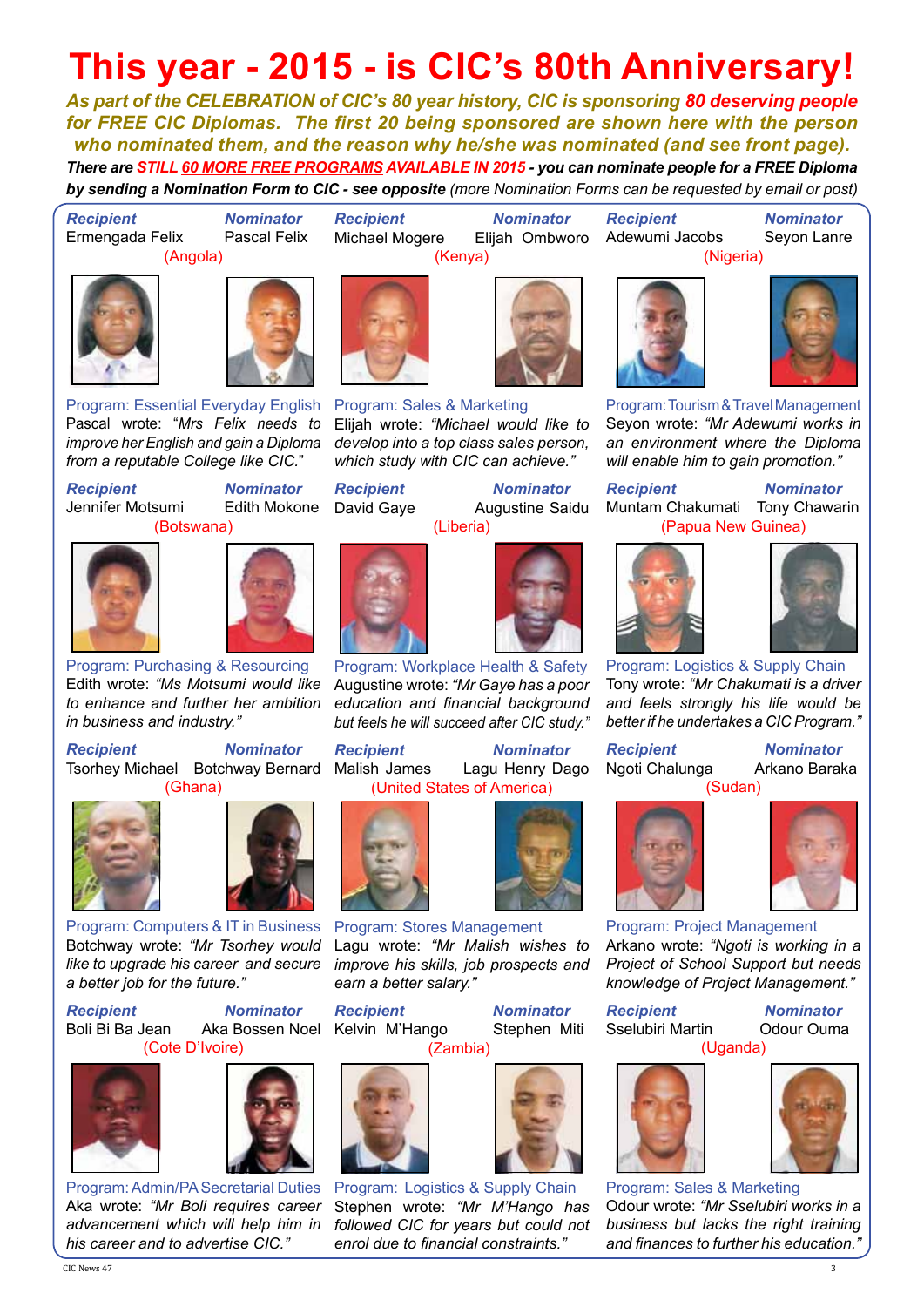# This year - 2015 - is CIC's 80th Anniversary!

***As part of the CELEBRATION of CIC's 80 year history, CIC is sponsoring 80 deserving people for FREE CIC Diplomas. The first 20 being sponsored are shown here with the person who nominated them, and the reason why he/she was nominated (and see front page).***

***There are STILL 60 MORE FREE PROGRAMS AVAILABLE IN 2015 - you can nominate people for a FREE Diploma by sending a Nomination Form to CIC - see opposite*** *(more Nomination Forms can be requested by email or post)*

***Recipient*** Ermengada Felix — ***Nominator*** Pascal Felix
(Angola)

Program: Essential Everyday English
Pascal wrote: "*Mrs Felix needs to improve her English and gain a Diploma from a reputable College like CIC.*"

***Recipient*** Michael Mogere — ***Nominator*** Elijah Ombworo
(Kenya)

Program: Sales & Marketing
Elijah wrote: *"Michael would like to develop into a top class sales person, which study with CIC can achieve."*

***Recipient*** Adewumi Jacobs — ***Nominator*** Seyon Lanre
(Nigeria)

Program: Tourism & Travel Management
Seyon wrote: *"Mr Adewumi works in an environment where the Diploma will enable him to gain promotion."*

***Recipient*** Jennifer Motsumi — ***Nominator*** Edith Mokone
(Botswana)

Program: Purchasing & Resourcing
Edith wrote: *"Ms Motsumi would like to enhance and further her ambition in business and industry."*

***Recipient*** David Gaye — ***Nominator*** Augustine Saidu
(Liberia)

Program: Workplace Health & Safety
Augustine wrote: *"Mr Gaye has a poor education and financial background but feels he will succeed after CIC study."*

***Recipient*** Muntam Chakumati — ***Nominator*** Tony Chawarin
(Papua New Guinea)

Program: Logistics & Supply Chain
Tony wrote: *"Mr Chakumati is a driver and feels strongly his life would be better if he undertakes a CIC Program."*

***Recipient*** Tsorhey Michael — ***Nominator*** Botchway Bernard
(Ghana)

Program: Computers & IT in Business
Botchway wrote: *"Mr Tsorhey would like to upgrade his career and secure a better job for the future."*

***Recipient*** Malish James — ***Nominator*** Lagu Henry Dago
(United States of America)

Program: Stores Management
Lagu wrote: *"Mr Malish wishes to improve his skills, job prospects and earn a better salary."*

***Recipient*** Ngoti Chalunga — ***Nominator*** Arkano Baraka
(Sudan)

Program: Project Management
Arkano wrote: *"Ngoti is working in a Project of School Support but needs knowledge of Project Management."*

***Recipient*** Boli Bi Ba Jean — ***Nominator*** Aka Bossen Noel
(Cote D'Ivoire)

Program: Admin/PA Secretarial Duties
Aka wrote: *"Mr Boli requires career advancement which will help him in his career and to advertise CIC."*

***Recipient*** Kelvin M'Hango — ***Nominator*** Stephen Miti
(Zambia)

Program: Logistics & Supply Chain
Stephen wrote: *"Mr M'Hango has followed CIC for years but could not enrol due to financial constraints."*

***Recipient*** Sselubiri Martin — ***Nominator*** Odour Ouma
(Uganda)

Program: Sales & Marketing
Odour wrote: *"Mr Sselubiri works in a business but lacks the right training and finances to further his education."*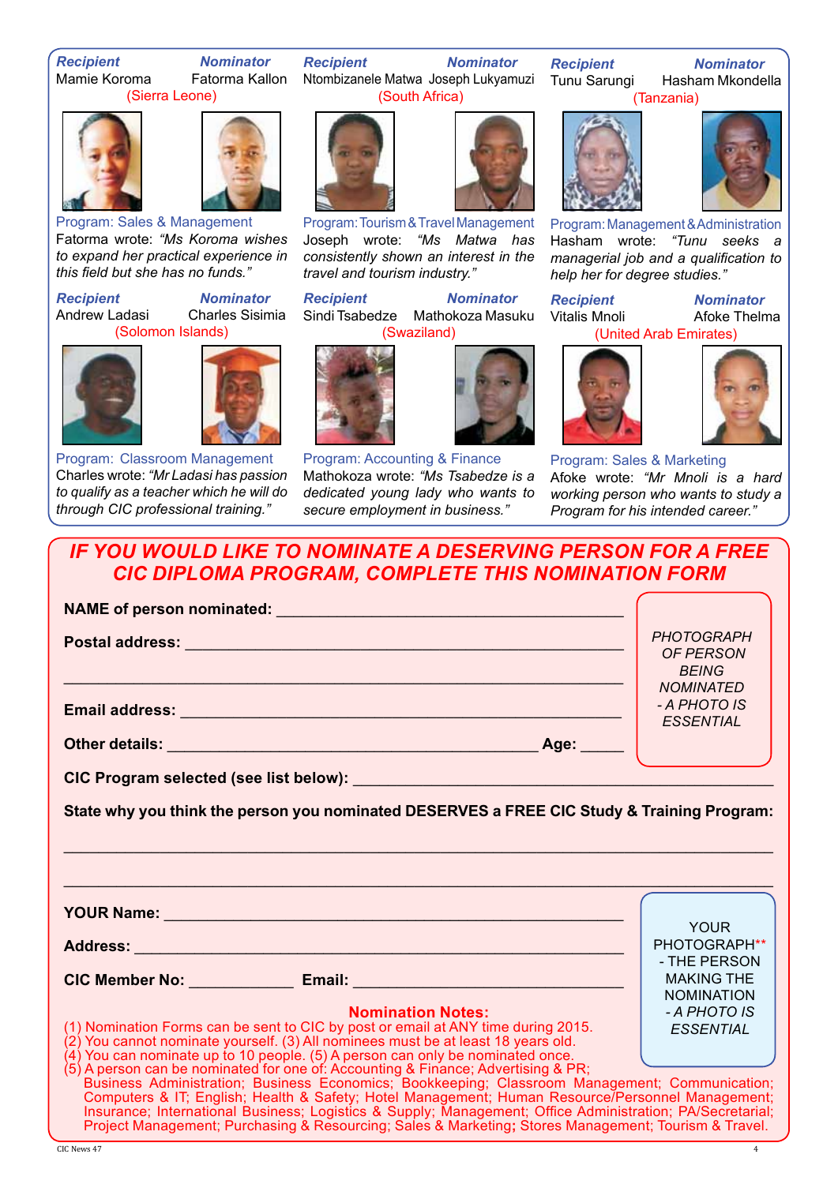**Recipient** Mamie Koroma — **Nominator** Fatorma Kallon
(Sierra Leone)

Program: Sales & Management

Fatorma wrote: *"Ms Koroma wishes to expand her practical experience in this field but she has no funds."*

**Recipient** Ntombizanele Matwa — **Nominator** Joseph Lukyamuzi
(South Africa)

Program: Tourism & Travel Management

Joseph wrote: *"Ms Matwa has consistently shown an interest in the travel and tourism industry."*

**Recipient** Tunu Sarungi — **Nominator** Hasham Mkondella
(Tanzania)

Program: Management & Administration

Hasham wrote: *"Tunu seeks a managerial job and a qualification to help her for degree studies."*

**Recipient** Andrew Ladasi — **Nominator** Charles Sisimia
(Solomon Islands)

Program: Classroom Management

Charles wrote: *"Mr Ladasi has passion to qualify as a teacher which he will do through CIC professional training."*

**Recipient** Sindi Tsabedze — **Nominator** Mathokoza Masuku
(Swaziland)

Program: Accounting & Finance

Mathokoza wrote: *"Ms Tsabedze is a dedicated young lady who wants to secure employment in business."*

**Recipient** Vitalis Mnoli — **Nominator** Afoke Thelma
(United Arab Emirates)

Program: Sales & Marketing

Afoke wrote: *"Mr Mnoli is a hard working person who wants to study a Program for his intended career."*

## *IF YOU WOULD LIKE TO NOMINATE A DESERVING PERSON FOR A FREE CIC DIPLOMA PROGRAM, COMPLETE THIS NOMINATION FORM*

**NAME of person nominated:** ______________________________________

**Postal address:** ______________________________________

______________________________________

**Email address:** ______________________________________

**Other details:** ______________________________ **Age:** _____

*PHOTOGRAPH OF PERSON BEING NOMINATED - A PHOTO IS ESSENTIAL*

**CIC Program selected (see list below):** ______________________________________

**State why you think the person you nominated DESERVES a FREE CIC Study & Training Program:**

______________________________________

______________________________________

**YOUR Name:** ______________________________________

**Address:** ______________________________________

**CIC Member No:** ____________ **Email:** ______________________________

YOUR PHOTOGRAPH** - THE PERSON MAKING THE NOMINATION *- A PHOTO IS ESSENTIAL*

**Nomination Notes:**

(1) Nomination Forms can be sent to CIC by post or email at ANY time during 2015.
(2) You cannot nominate yourself. (3) All nominees must be at least 18 years old.
(4) You can nominate up to 10 people. (5) A person can only be nominated once.
(5) A person can be nominated for one of: Accounting & Finance; Advertising & PR; Business Administration; Business Economics; Bookkeeping; Classroom Management; Communication; Computers & IT; English; Health & Safety; Hotel Management; Human Resource/Personnel Management; Insurance; International Business; Logistics & Supply; Management; Office Administration; PA/Secretarial; Project Management; Purchasing & Resourcing; Sales & Marketing; Stores Management; Tourism & Travel.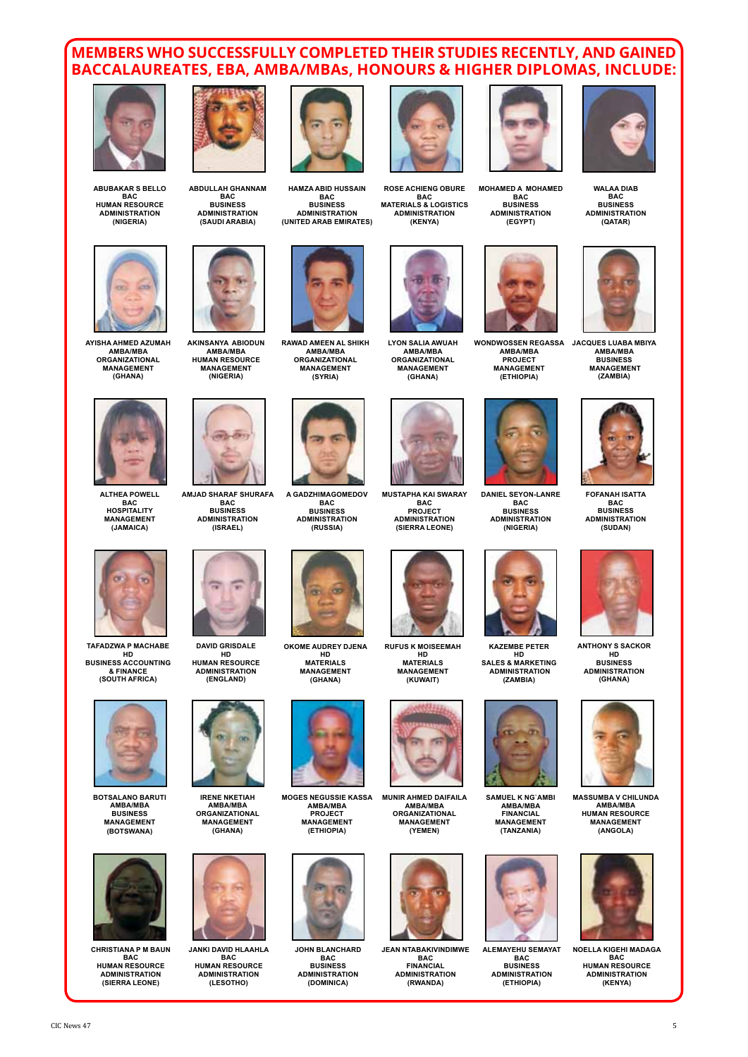# MEMBERS WHO SUCCESSFULLY COMPLETED THEIR STUDIES RECENTLY, AND GAINED BACCALAUREATES, EBA, AMBA/MBAs, HONOURS & HIGHER DIPLOMAS, INCLUDE:

**ABUBAKAR S BELLO**
BAC
HUMAN RESOURCE ADMINISTRATION
(NIGERIA)

**ABDULLAH GHANNAM**
BAC
BUSINESS ADMINISTRATION
(SAUDI ARABIA)

**HAMZA ABID HUSSAIN**
BAC
BUSINESS ADMINISTRATION
(UNITED ARAB EMIRATES)

**ROSE ACHIENG OBURE**
BAC
MATERIALS & LOGISTICS ADMINISTRATION
(KENYA)

**MOHAMED A MOHAMED**
BAC
BUSINESS ADMINISTRATION
(EGYPT)

**WALAA DIAB**
BAC
BUSINESS ADMINISTRATION
(QATAR)

**AYISHA AHMED AZUMAH**
AMBA/MBA
ORGANIZATIONAL MANAGEMENT
(GHANA)

**AKINSANYA ABIODUN**
AMBA/MBA
HUMAN RESOURCE MANAGEMENT
(NIGERIA)

**RAWAD AMEEN AL SHIKH**
AMBA/MBA
ORGANIZATIONAL MANAGEMENT
(SYRIA)

**LYON SALIA AWUAH**
AMBA/MBA
ORGANIZATIONAL MANAGEMENT
(GHANA)

**WONDWOSSEN REGASSA**
AMBA/MBA
PROJECT MANAGEMENT
(ETHIOPIA)

**JACQUES LUABA MBIYA**
AMBA/MBA
BUSINESS MANAGEMENT
(ZAMBIA)

**ALTHEA POWELL**
BAC
HOSPITALITY MANAGEMENT
(JAMAICA)

**AMJAD SHARAF SHURAFA**
BAC
BUSINESS ADMINISTRATION
(ISRAEL)

**A GADZHIMAGOMEDOV**
BAC
BUSINESS ADMINISTRATION
(RUSSIA)

**MUSTAPHA KAI SWARAY**
BAC
PROJECT ADMINISTRATION
(SIERRA LEONE)

**DANIEL SEYON-LANRE**
BAC
BUSINESS ADMINISTRATION
(NIGERIA)

**FOFANAH ISATTA**
BAC
BUSINESS ADMINISTRATION
(SUDAN)

**TAFADZWA P MACHABE**
HD
BUSINESS ACCOUNTING & FINANCE
(SOUTH AFRICA)

**DAVID GRISDALE**
HD
HUMAN RESOURCE ADMINISTRATION
(ENGLAND)

**OKOME AUDREY DJENA**
HD
MATERIALS MANAGEMENT
(GHANA)

**RUFUS K MOISEEMAH**
HD
MATERIALS MANAGEMENT
(KUWAIT)

**KAZEMBE PETER**
HD
SALES & MARKETING ADMINISTRATION
(ZAMBIA)

**ANTHONY S SACKOR**
HD
BUSINESS ADMINISTRATION
(GHANA)

**BOTSALANO BARUTI**
AMBA/MBA
BUSINESS MANAGEMENT
(BOTSWANA)

**IRENE NKETIAH**
AMBA/MBA
ORGANIZATIONAL MANAGEMENT
(GHANA)

**MOGES NEGUSSIE KASSA**
AMBA/MBA
PROJECT MANAGEMENT
(ETHIOPIA)

**MUNIR AHMED DAIFAILA**
AMBA/MBA
ORGANIZATIONAL MANAGEMENT
(YEMEN)

**SAMUEL K NG`AMBI**
AMBA/MBA
FINANCIAL MANAGEMENT
(TANZANIA)

**MASSUMBA V CHILUNDA**
AMBA/MBA
HUMAN RESOURCE MANAGEMENT
(ANGOLA)

**CHRISTIANA P M BAUN**
BAC
HUMAN RESOURCE ADMINISTRATION
(SIERRA LEONE)

**JANKI DAVID HLAAHLA**
BAC
HUMAN RESOURCE ADMINISTRATION
(LESOTHO)

**JOHN BLANCHARD**
BAC
BUSINESS ADMINISTRATION
(DOMINICA)

**JEAN NTABAKIVINDIMWE**
BAC
FINANCIAL ADMINISTRATION
(RWANDA)

**ALEMAYEHU SEMAYAT**
BAC
BUSINESS ADMINISTRATION
(ETHIOPIA)

**NOELLA KIGEHI MADAGA**
BAC
HUMAN RESOURCE ADMINISTRATION
(KENYA)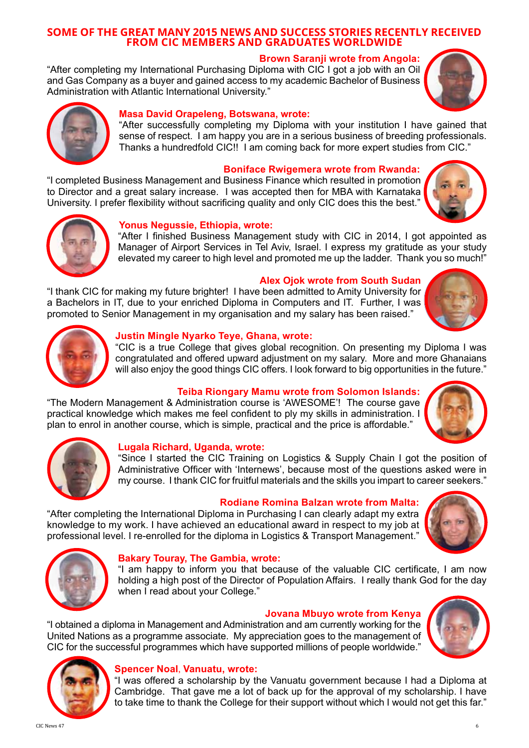## SOME OF THE GREAT MANY 2015 NEWS AND SUCCESS STORIES RECENTLY RECEIVED FROM CIC MEMBERS AND GRADUATES WORLDWIDE

**Brown Saranji wrote from Angola:**

"After completing my International Purchasing Diploma with CIC I got a job with an Oil and Gas Company as a buyer and gained access to my academic Bachelor of Business Administration with Atlantic International University."

**Masa David Orapeleng, Botswana, wrote:**

"After successfully completing my Diploma with your institution I have gained that sense of respect. I am happy you are in a serious business of breeding professionals. Thanks a hundredfold CIC!! I am coming back for more expert studies from CIC."

**Boniface Rwigemera wrote from Rwanda:**

"I completed Business Management and Business Finance which resulted in promotion to Director and a great salary increase. I was accepted then for MBA with Karnataka University. I prefer flexibility without sacrificing quality and only CIC does this the best."

**Yonus Negussie, Ethiopia, wrote:**

"After I finished Business Management study with CIC in 2014, I got appointed as Manager of Airport Services in Tel Aviv, Israel. I express my gratitude as your study elevated my career to high level and promoted me up the ladder. Thank you so much!"

**Alex Ojok wrote from South Sudan**

"I thank CIC for making my future brighter! I have been admitted to Amity University for a Bachelors in IT, due to your enriched Diploma in Computers and IT. Further, I was promoted to Senior Management in my organisation and my salary has been raised."

**Justin Mingle Nyarko Teye, Ghana, wrote:**

"CIC is a true College that gives global recognition. On presenting my Diploma I was congratulated and offered upward adjustment on my salary. More and more Ghanaians will also enjoy the good things CIC offers. I look forward to big opportunities in the future."

**Teiba Riongary Mamu wrote from Solomon Islands:**

"The Modern Management & Administration course is 'AWESOME'! The course gave practical knowledge which makes me feel confident to ply my skills in administration. I plan to enrol in another course, which is simple, practical and the price is affordable."

**Lugala Richard, Uganda, wrote:**

"Since I started the CIC Training on Logistics & Supply Chain I got the position of Administrative Officer with 'Internews', because most of the questions asked were in my course. I thank CIC for fruitful materials and the skills you impart to career seekers."

**Rodiane Romina Balzan wrote from Malta:**

"After completing the International Diploma in Purchasing I can clearly adapt my extra knowledge to my work. I have achieved an educational award in respect to my job at professional level. I re-enrolled for the diploma in Logistics & Transport Management."

**Bakary Touray, The Gambia, wrote:**

"I am happy to inform you that because of the valuable CIC certificate, I am now holding a high post of the Director of Population Affairs. I really thank God for the day when I read about your College."

**Jovana Mbuyo wrote from Kenya**

"I obtained a diploma in Management and Administration and am currently working for the United Nations as a programme associate. My appreciation goes to the management of CIC for the successful programmes which have supported millions of people worldwide."

**Spencer Noal, Vanuatu, wrote:**

"I was offered a scholarship by the Vanuatu government because I had a Diploma at Cambridge. That gave me a lot of back up for the approval of my scholarship. I have to take time to thank the College for their support without which I would not get this far."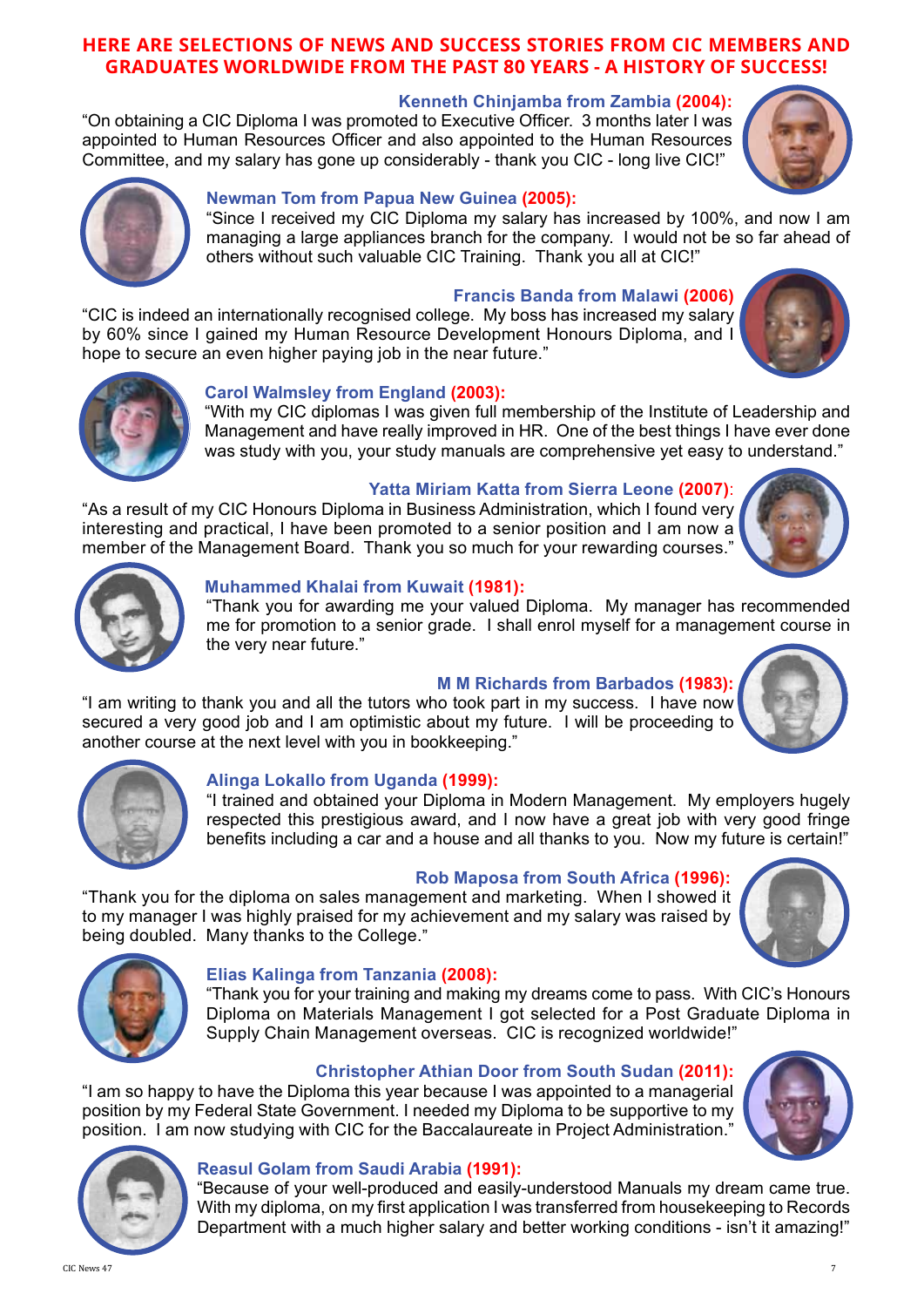## HERE ARE SELECTIONS OF NEWS AND SUCCESS STORIES FROM CIC MEMBERS AND GRADUATES WORLDWIDE FROM THE PAST 80 YEARS - A HISTORY OF SUCCESS!

**Kenneth Chinjamba from Zambia (2004):**
"On obtaining a CIC Diploma I was promoted to Executive Officer. 3 months later I was appointed to Human Resources Officer and also appointed to the Human Resources Committee, and my salary has gone up considerably - thank you CIC - long live CIC!"

**Newman Tom from Papua New Guinea (2005):**
"Since I received my CIC Diploma my salary has increased by 100%, and now I am managing a large appliances branch for the company. I would not be so far ahead of others without such valuable CIC Training. Thank you all at CIC!"

**Francis Banda from Malawi (2006)**
"CIC is indeed an internationally recognised college. My boss has increased my salary by 60% since I gained my Human Resource Development Honours Diploma, and I hope to secure an even higher paying job in the near future."

**Carol Walmsley from England (2003):**
"With my CIC diplomas I was given full membership of the Institute of Leadership and Management and have really improved in HR. One of the best things I have ever done was study with you, your study manuals are comprehensive yet easy to understand."

**Yatta Miriam Katta from Sierra Leone (2007):**
"As a result of my CIC Honours Diploma in Business Administration, which I found very interesting and practical, I have been promoted to a senior position and I am now a member of the Management Board. Thank you so much for your rewarding courses."

**Muhammed Khalai from Kuwait (1981):**
"Thank you for awarding me your valued Diploma. My manager has recommended me for promotion to a senior grade. I shall enrol myself for a management course in the very near future."

**M M Richards from Barbados (1983):**
"I am writing to thank you and all the tutors who took part in my success. I have now secured a very good job and I am optimistic about my future. I will be proceeding to another course at the next level with you in bookkeeping."

**Alinga Lokallo from Uganda (1999):**
"I trained and obtained your Diploma in Modern Management. My employers hugely respected this prestigious award, and I now have a great job with very good fringe benefits including a car and a house and all thanks to you. Now my future is certain!"

**Rob Maposa from South Africa (1996):**
"Thank you for the diploma on sales management and marketing. When I showed it to my manager I was highly praised for my achievement and my salary was raised by being doubled. Many thanks to the College."

**Elias Kalinga from Tanzania (2008):**
"Thank you for your training and making my dreams come to pass. With CIC's Honours Diploma on Materials Management I got selected for a Post Graduate Diploma in Supply Chain Management overseas. CIC is recognized worldwide!"

**Christopher Athian Door from South Sudan (2011):**
"I am so happy to have the Diploma this year because I was appointed to a managerial position by my Federal State Government. I needed my Diploma to be supportive to my position. I am now studying with CIC for the Baccalaureate in Project Administration."

**Reasul Golam from Saudi Arabia (1991):**
"Because of your well-produced and easily-understood Manuals my dream came true. With my diploma, on my first application I was transferred from housekeeping to Records Department with a much higher salary and better working conditions - isn't it amazing!"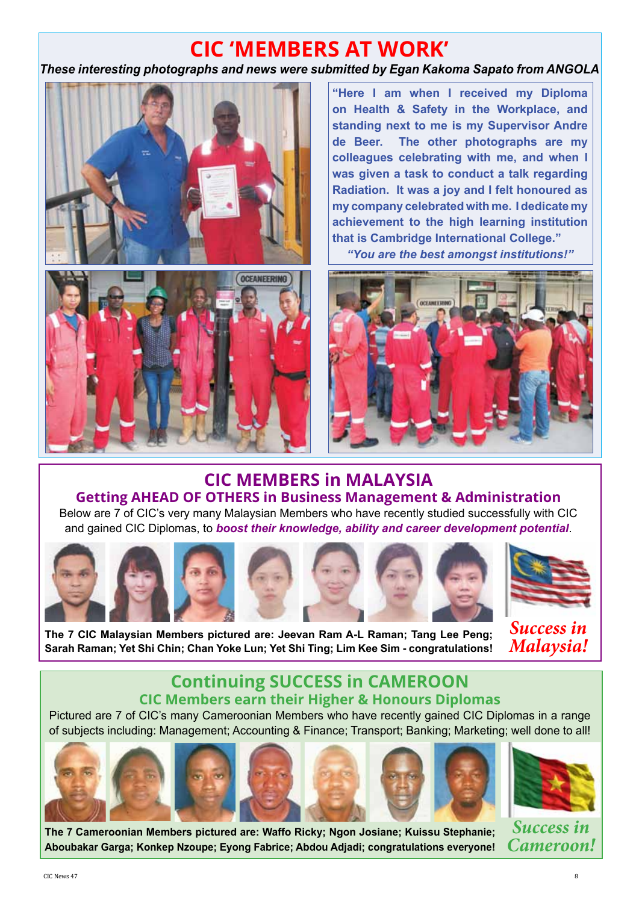# CIC 'MEMBERS AT WORK'

***These interesting photographs and news were submitted by Egan Kakoma Sapato from ANGOLA***

**"Here I am when I received my Diploma on Health & Safety in the Workplace, and standing next to me is my Supervisor Andre de Beer. The other photographs are my colleagues celebrating with me, and when I was given a task to conduct a talk regarding Radiation. It was a joy and I felt honoured as my company celebrated with me. I dedicate my achievement to the high learning institution that is Cambridge International College."**

***"You are the best amongst institutions!"***

## CIC MEMBERS in MALAYSIA

### Getting AHEAD OF OTHERS in Business Management & Administration

Below are 7 of CIC's very many Malaysian Members who have recently studied successfully with CIC and gained CIC Diplomas, to ***boost their knowledge, ability and career development potential***.

**The 7 CIC Malaysian Members pictured are: Jeevan Ram A-L Raman; Tang Lee Peng; Sarah Raman; Yet Shi Chin; Chan Yoke Lun; Yet Shi Ting; Lim Kee Sim - congratulations!**

*Success in Malaysia!*

## Continuing SUCCESS in CAMEROON

### CIC Members earn their Higher & Honours Diplomas

Pictured are 7 of CIC's many Cameroonian Members who have recently gained CIC Diplomas in a range of subjects including: Management; Accounting & Finance; Transport; Banking; Marketing; well done to all!

**The 7 Cameroonian Members pictured are: Waffo Ricky; Ngon Josiane; Kuissu Stephanie; Aboubakar Garga; Konkep Nzoupe; Eyong Fabrice; Abdou Adjadi; congratulations everyone!**

*Success in Cameroon!*